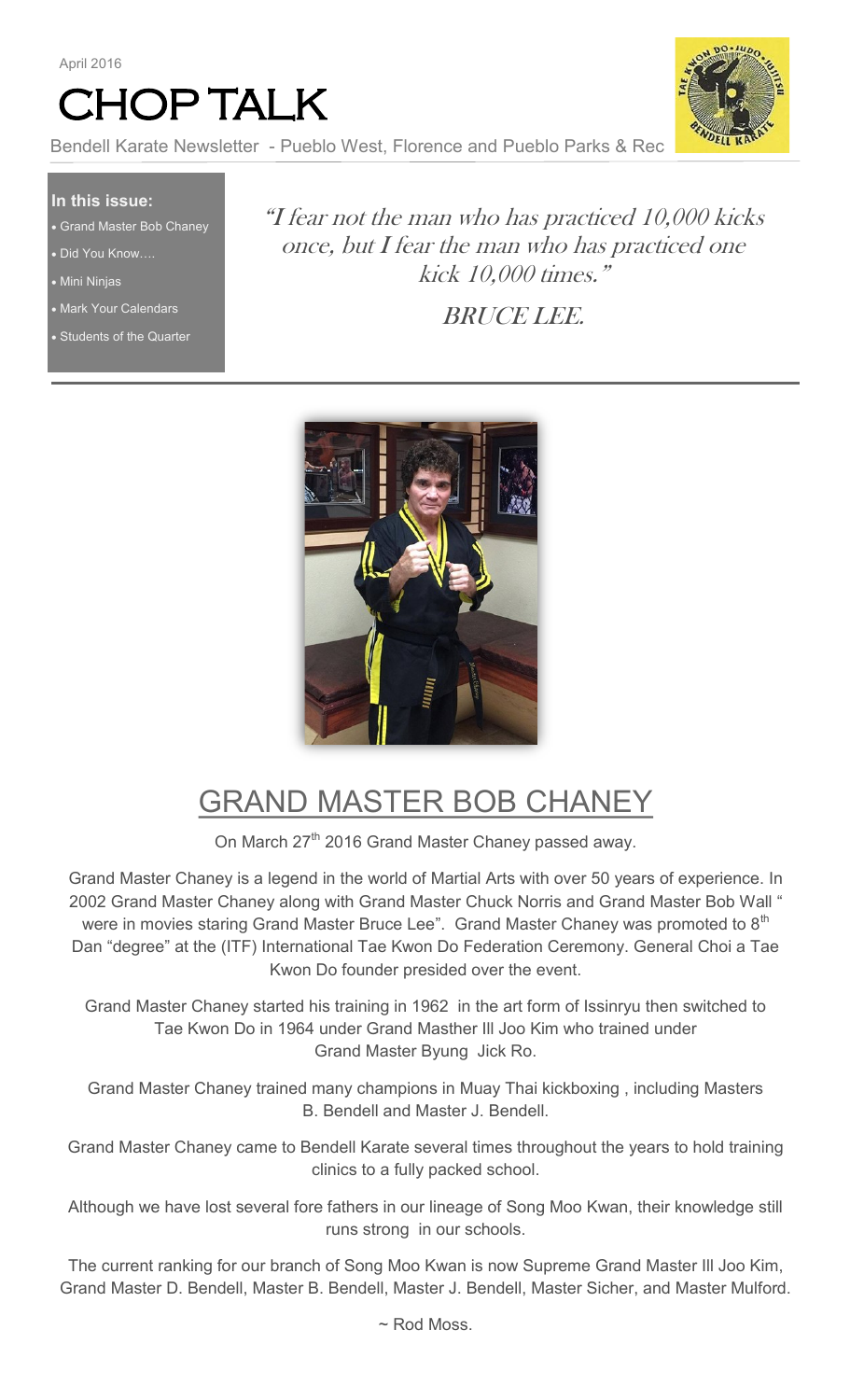April 2016

# CHOP TALK

Bendell Karate Newsletter - Pueblo West, Florence and Pueblo Parks & Rec

**In this issue:**

- Grand Master Bob Chaney
- Did You Know….
- Mini Ninjas
- Mark Your Calendars
- Students of the Quarter

*"I fear not the man who has practiced 10,000 kicks once, but I fear the man who has practiced one kick 10,000 times."*

*BRUCE LEE.*

## GRAND MASTER BOB CHANEY

On March 27th 2016 Grand Master Chaney passed away.

Grand Master Chaney is a legend in the world of Martial Arts with over 50 years of experience. In 2002 Grand Master Chaney along with Grand Master Chuck Norris and Grand Master Bob Wall " were in movies staring Grand Master Bruce Lee". Grand Master Chaney was promoted to 8th Dan "degree" at the (ITF) International Tae Kwon Do Federation Ceremony. General Choi a Tae Kwon Do founder presided over the event.

Grand Master Chaney started his training in 1962 in the art form of Issinryu then switched to Tae Kwon Do in 1964 under Grand Masther Ill Joo Kim who trained under Grand Master Byung Jick Ro.

Grand Master Chaney trained many champions in Muay Thai kickboxing , including Masters B. Bendell and Master J. Bendell.

Grand Master Chaney came to Bendell Karate several times throughout the years to hold training clinics to a fully packed school.

Although we have lost several fore fathers in our lineage of Song Moo Kwan, their knowledge still runs strong in our schools.

The current ranking for our branch of Song Moo Kwan is now Supreme Grand Master Ill Joo Kim, Grand Master D. Bendell, Master B. Bendell, Master J. Bendell, Master Sicher, and Master Mulford.

~ Rod Moss.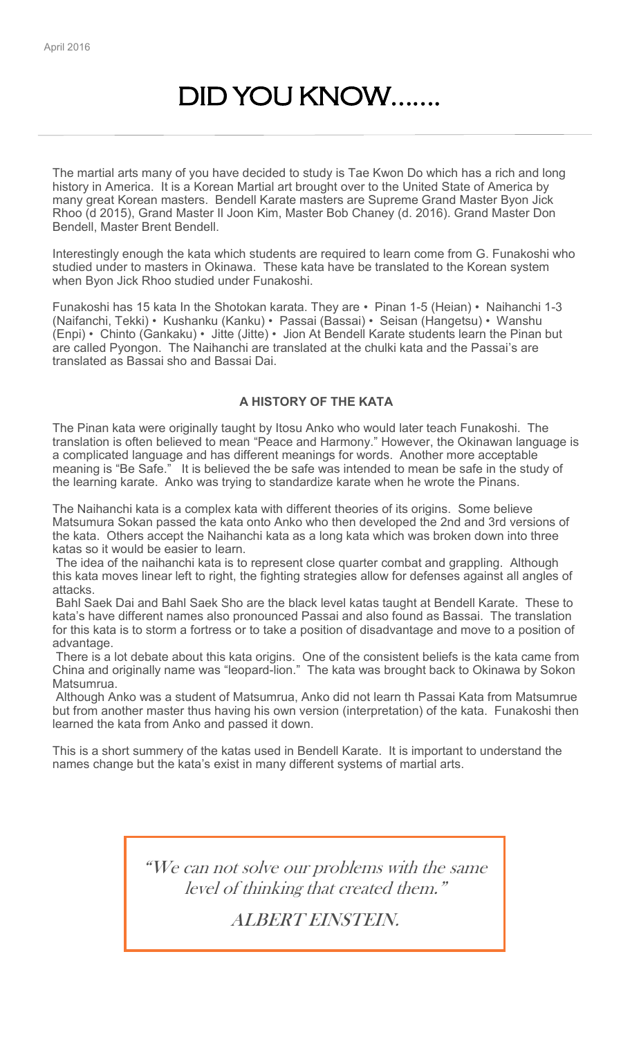# DID YOU KNOW.......

The martial arts many of you have decided to study is Tae Kwon Do which has a rich and long history in America. It is a Korean Martial art brought over to the United State of America by many great Korean masters. Bendell Karate masters are Supreme Grand Master Byon Jick Rhoo (d 2015), Grand Master Il Joon Kim, Master Bob Chaney (d. 2016). Grand Master Don Bendell, Master Brent Bendell.

Interestingly enough the kata which students are required to learn come from G. Funakoshi who studied under to masters in Okinawa. These kata have be translated to the Korean system when Byon Jick Rhoo studied under Funakoshi.

Funakoshi has 15 kata In the Shotokan karata. They are • Pinan 1-5 (Heian) • Naihanchi 1-3 (Naifanchi, Tekki) • Kushanku (Kanku) • Passai (Bassai) • Seisan (Hangetsu) • Wanshu (Enpi) • Chinto (Gankaku) • Jitte (Jitte) • Jion At Bendell Karate students learn the Pinan but are called Pyongon. The Naihanchi are translated at the chulki kata and the Passai's are translated as Bassai sho and Bassai Dai.

**A HISTORY OF THE KATA**

The Pinan kata were originally taught by Itosu Anko who would later teach Funakoshi. The translation is often believed to mean "Peace and Harmony." However, the Okinawan language is a complicated language and has different meanings for words. Another more acceptable meaning is "Be Safe." It is believed the be safe was intended to mean be safe in the study of the learning karate. Anko was trying to standardize karate when he wrote the Pinans.

The Naihanchi kata is a complex kata with different theories of its origins. Some believe Matsumura Sokan passed the kata onto Anko who then developed the 2nd and 3rd versions of the kata. Others accept the Naihanchi kata as a long kata which was broken down into three katas so it would be easier to learn.

The idea of the naihanchi kata is to represent close quarter combat and grappling. Although this kata moves linear left to right, the fighting strategies allow for defenses against all angles of attacks.

Bahl Saek Dai and Bahl Saek Sho are the black level katas taught at Bendell Karate. These to kata's have different names also pronounced Passai and also found as Bassai. The translation for this kata is to storm a fortress or to take a position of disadvantage and move to a position of advantage.

There is a lot debate about this kata origins. One of the consistent beliefs is the kata came from China and originally name was "leopard-lion." The kata was brought back to Okinawa by Sokon Matsumrua.

Although Anko was a student of Matsumrua, Anko did not learn th Passai Kata from Matsumrue but from another master thus having his own version (interpretation) of the kata. Funakoshi then learned the kata from Anko and passed it down.

This is a short summery of the katas used in Bendell Karate. It is important to understand the names change but the kata's exist in many different systems of martial arts.

> *"We can not solve our problems with the same level of thinking that created them."*
>
> *ALBERT EINSTEIN.*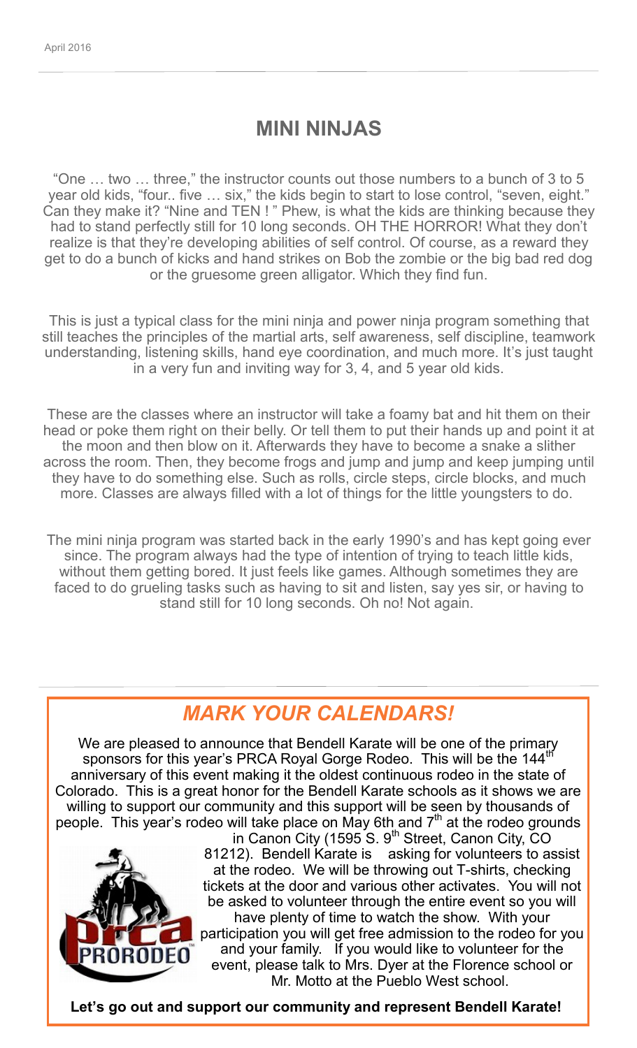## MINI NINJAS

"One … two … three," the instructor counts out those numbers to a bunch of 3 to 5 year old kids, "four.. five … six," the kids begin to start to lose control, "seven, eight." Can they make it? "Nine and TEN ! " Phew, is what the kids are thinking because they had to stand perfectly still for 10 long seconds. OH THE HORROR! What they don't realize is that they're developing abilities of self control. Of course, as a reward they get to do a bunch of kicks and hand strikes on Bob the zombie or the big bad red dog or the gruesome green alligator. Which they find fun.

This is just a typical class for the mini ninja and power ninja program something that still teaches the principles of the martial arts, self awareness, self discipline, teamwork understanding, listening skills, hand eye coordination, and much more. It's just taught in a very fun and inviting way for 3, 4, and 5 year old kids.

These are the classes where an instructor will take a foamy bat and hit them on their head or poke them right on their belly. Or tell them to put their hands up and point it at the moon and then blow on it. Afterwards they have to become a snake a slither across the room. Then, they become frogs and jump and jump and keep jumping until they have to do something else. Such as rolls, circle steps, circle blocks, and much more. Classes are always filled with a lot of things for the little youngsters to do.

The mini ninja program was started back in the early 1990's and has kept going ever since. The program always had the type of intention of trying to teach little kids, without them getting bored. It just feels like games. Although sometimes they are faced to do grueling tasks such as having to sit and listen, say yes sir, or having to stand still for 10 long seconds. Oh no! Not again.

## *MARK YOUR CALENDARS!*

We are pleased to announce that Bendell Karate will be one of the primary sponsors for this year's PRCA Royal Gorge Rodeo. This will be the 144th anniversary of this event making it the oldest continuous rodeo in the state of Colorado. This is a great honor for the Bendell Karate schools as it shows we are willing to support our community and this support will be seen by thousands of people. This year's rodeo will take place on May 6th and 7th at the rodeo grounds in Canon City (1595 S. 9th Street, Canon City, CO 81212). Bendell Karate is asking for volunteers to assist at the rodeo. We will be throwing out T-shirts, checking tickets at the door and various other activates. You will not be asked to volunteer through the entire event so you will have plenty of time to watch the show. With your participation you will get free admission to the rodeo for you and your family. If you would like to volunteer for the event, please talk to Mrs. Dyer at the Florence school or Mr. Motto at the Pueblo West school.

**Let's go out and support our community and represent Bendell Karate!**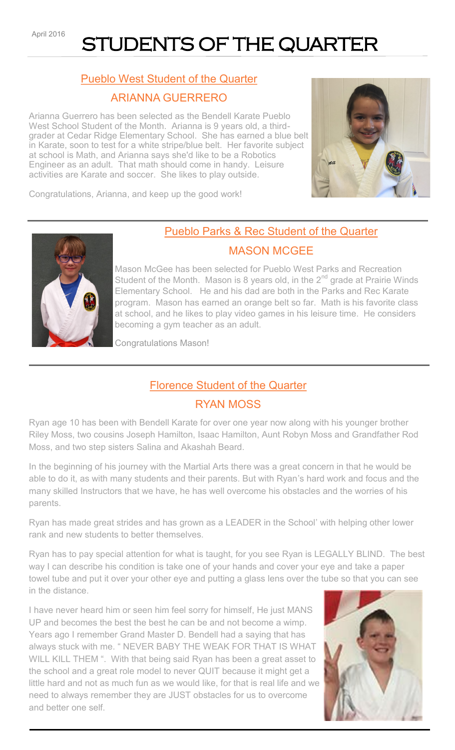April 2016

# STUDENTS OF THE QUARTER

## Pueblo West Student of the Quarter

### ARIANNA GUERRERO

Arianna Guerrero has been selected as the Bendell Karate Pueblo West School Student of the Month. Arianna is 9 years old, a third-grader at Cedar Ridge Elementary School. She has earned a blue belt in Karate, soon to test for a white stripe/blue belt. Her favorite subject at school is Math, and Arianna says she'd like to be a Robotics Engineer as an adult. That math should come in handy. Leisure activities are Karate and soccer. She likes to play outside.

Congratulations, Arianna, and keep up the good work!

---

## Pueblo Parks & Rec Student of the Quarter

### MASON MCGEE

Mason McGee has been selected for Pueblo West Parks and Recreation Student of the Month. Mason is 8 years old, in the 2nd grade at Prairie Winds Elementary School. He and his dad are both in the Parks and Rec Karate program. Mason has earned an orange belt so far. Math is his favorite class at school, and he likes to play video games in his leisure time. He considers becoming a gym teacher as an adult.

Congratulations Mason!

---

## Florence Student of the Quarter

### RYAN MOSS

Ryan age 10 has been with Bendell Karate for over one year now along with his younger brother Riley Moss, two cousins Joseph Hamilton, Isaac Hamilton, Aunt Robyn Moss and Grandfather Rod Moss, and two step sisters Salina and Akashah Beard.

In the beginning of his journey with the Martial Arts there was a great concern in that he would be able to do it, as with many students and their parents. But with Ryan's hard work and focus and the many skilled Instructors that we have, he has well overcome his obstacles and the worries of his parents.

Ryan has made great strides and has grown as a LEADER in the School' with helping other lower rank and new students to better themselves.

Ryan has to pay special attention for what is taught, for you see Ryan is LEGALLY BLIND. The best way I can describe his condition is take one of your hands and cover your eye and take a paper towel tube and put it over your other eye and putting a glass lens over the tube so that you can see in the distance.

I have never heard him or seen him feel sorry for himself, He just MANS UP and becomes the best the best he can be and not become a wimp. Years ago I remember Grand Master D. Bendell had a saying that has always stuck with me. " NEVER BABY THE WEAK FOR THAT IS WHAT WILL KILL THEM ". With that being said Ryan has been a great asset to the school and a great role model to never QUIT because it might get a little hard and not as much fun as we would like, for that is real life and we need to always remember they are JUST obstacles for us to overcome and better one self.